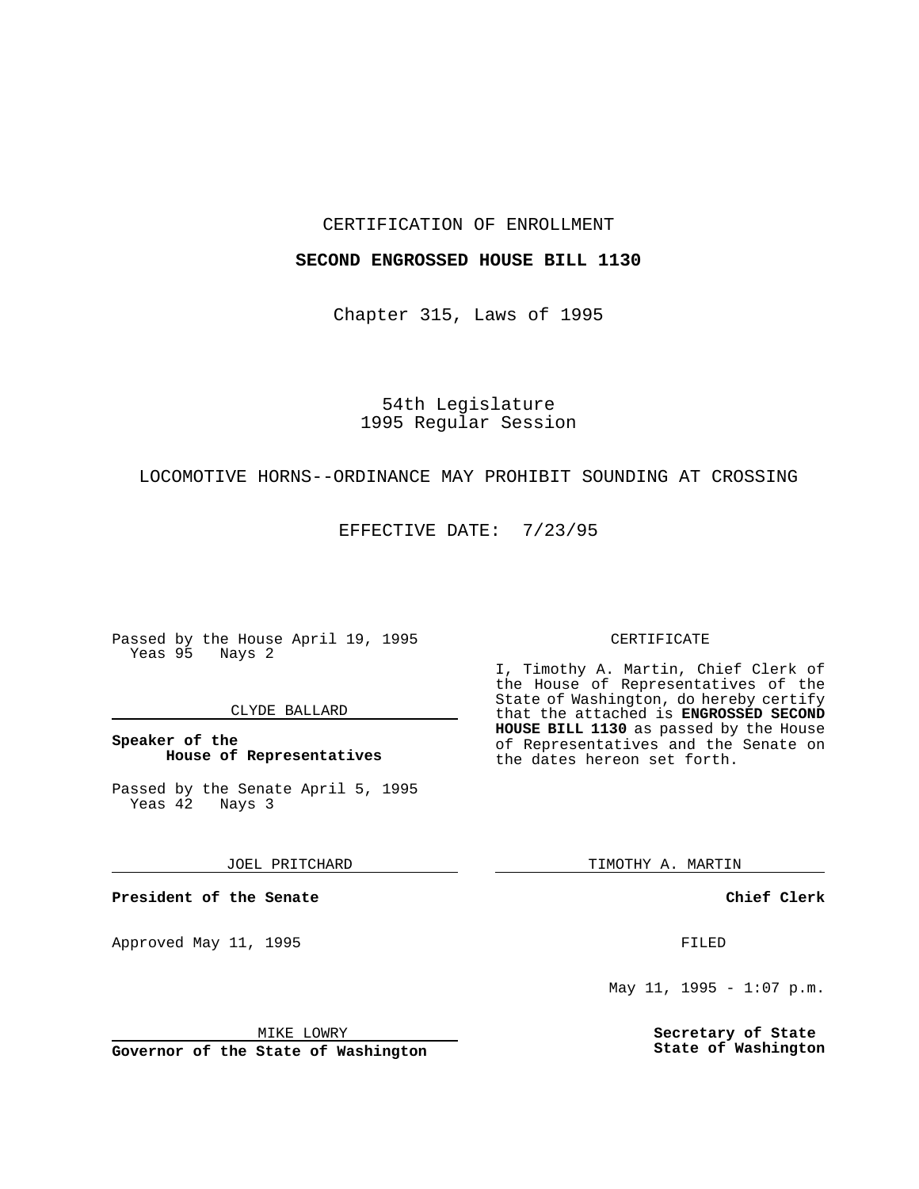CERTIFICATION OF ENROLLMENT

**SECOND ENGROSSED HOUSE BILL 1130**

Chapter 315, Laws of 1995

54th Legislature
1995 Regular Session

LOCOMOTIVE HORNS--ORDINANCE MAY PROHIBIT SOUNDING AT CROSSING

EFFECTIVE DATE: 7/23/95

Passed by the House April 19, 1995
Yeas 95 Nays 2

CLYDE BALLARD

**Speaker of the House of Representatives**

Passed by the Senate April 5, 1995
Yeas 42 Nays 3

JOEL PRITCHARD

**President of the Senate**

Approved May 11, 1995

MIKE LOWRY

**Governor of the State of Washington**

CERTIFICATE

I, Timothy A. Martin, Chief Clerk of the House of Representatives of the State of Washington, do hereby certify that the attached is **ENGROSSED SECOND HOUSE BILL 1130** as passed by the House of Representatives and the Senate on the dates hereon set forth.

TIMOTHY A. MARTIN

**Chief Clerk**

FILED

May 11, 1995 - 1:07 p.m.

**Secretary of State State of Washington**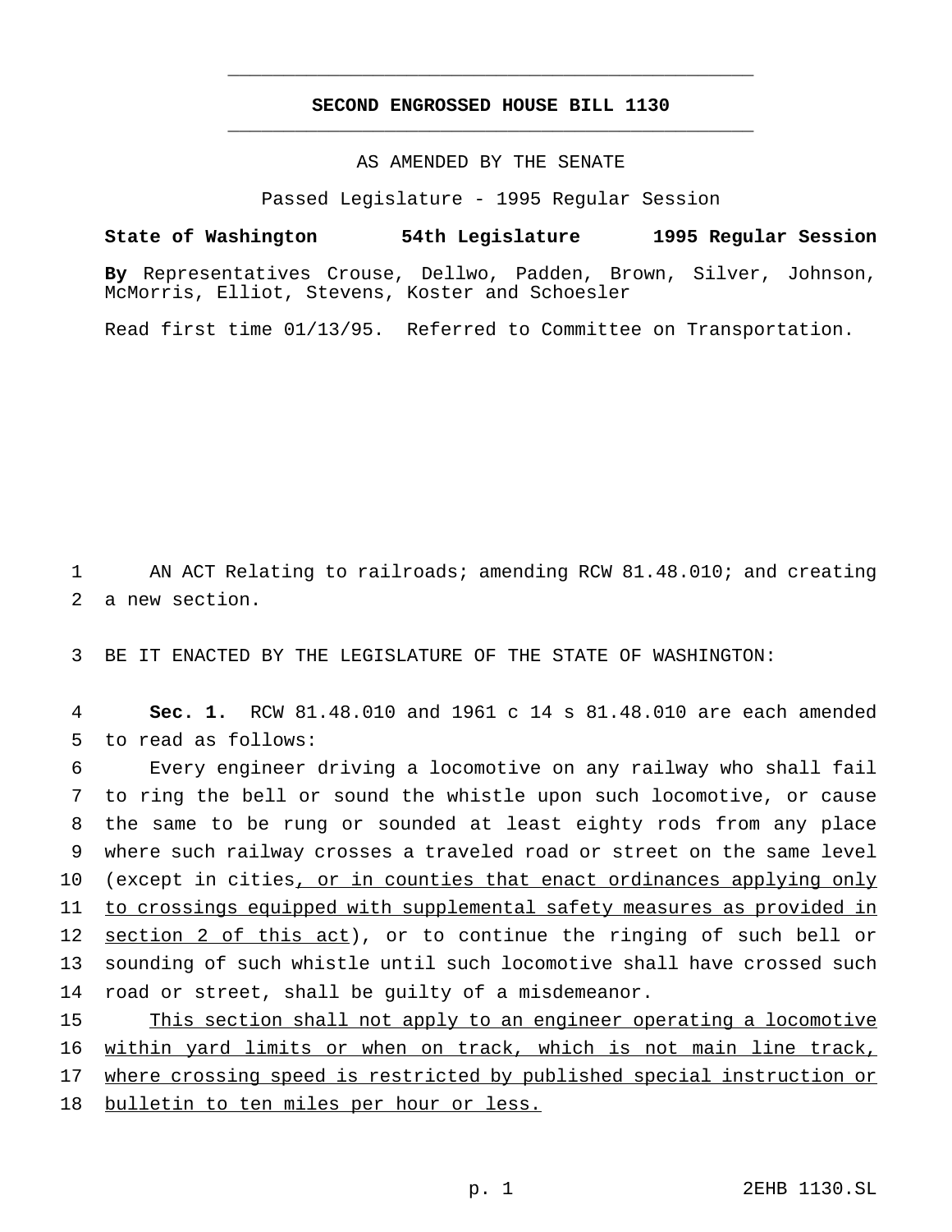# SECOND ENGROSSED HOUSE BILL 1130

AS AMENDED BY THE SENATE

Passed Legislature - 1995 Regular Session

**State of Washington 54th Legislature 1995 Regular Session**

**By** Representatives Crouse, Dellwo, Padden, Brown, Silver, Johnson, McMorris, Elliot, Stevens, Koster and Schoesler

Read first time 01/13/95. Referred to Committee on Transportation.

AN ACT Relating to railroads; amending RCW 81.48.010; and creating a new section.

BE IT ENACTED BY THE LEGISLATURE OF THE STATE OF WASHINGTON:

**Sec. 1.** RCW 81.48.010 and 1961 c 14 s 81.48.010 are each amended to read as follows:

Every engineer driving a locomotive on any railway who shall fail to ring the bell or sound the whistle upon such locomotive, or cause the same to be rung or sounded at least eighty rods from any place where such railway crosses a traveled road or street on the same level (except in cities, or in counties that enact ordinances applying only to crossings equipped with supplemental safety measures as provided in section 2 of this act), or to continue the ringing of such bell or sounding of such whistle until such locomotive shall have crossed such road or street, shall be guilty of a misdemeanor.

This section shall not apply to an engineer operating a locomotive within yard limits or when on track, which is not main line track, where crossing speed is restricted by published special instruction or bulletin to ten miles per hour or less.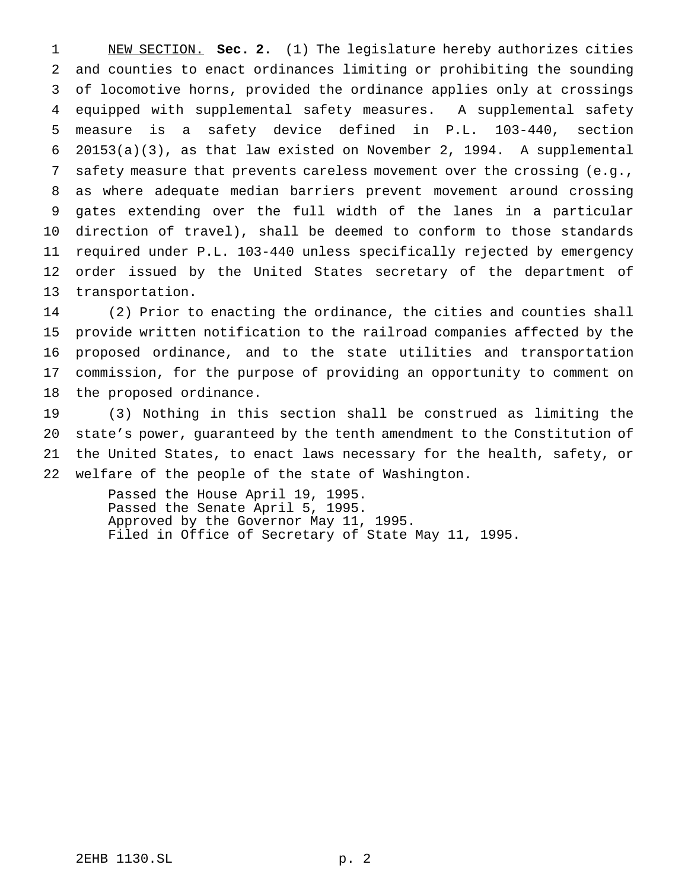NEW SECTION. **Sec. 2.** (1) The legislature hereby authorizes cities and counties to enact ordinances limiting or prohibiting the sounding of locomotive horns, provided the ordinance applies only at crossings equipped with supplemental safety measures. A supplemental safety measure is a safety device defined in P.L. 103-440, section 20153(a)(3), as that law existed on November 2, 1994. A supplemental safety measure that prevents careless movement over the crossing (e.g., as where adequate median barriers prevent movement around crossing gates extending over the full width of the lanes in a particular direction of travel), shall be deemed to conform to those standards required under P.L. 103-440 unless specifically rejected by emergency order issued by the United States secretary of the department of transportation.

(2) Prior to enacting the ordinance, the cities and counties shall provide written notification to the railroad companies affected by the proposed ordinance, and to the state utilities and transportation commission, for the purpose of providing an opportunity to comment on the proposed ordinance.

(3) Nothing in this section shall be construed as limiting the state's power, guaranteed by the tenth amendment to the Constitution of the United States, to enact laws necessary for the health, safety, or welfare of the people of the state of Washington.

Passed the House April 19, 1995.
Passed the Senate April 5, 1995.
Approved by the Governor May 11, 1995.
Filed in Office of Secretary of State May 11, 1995.